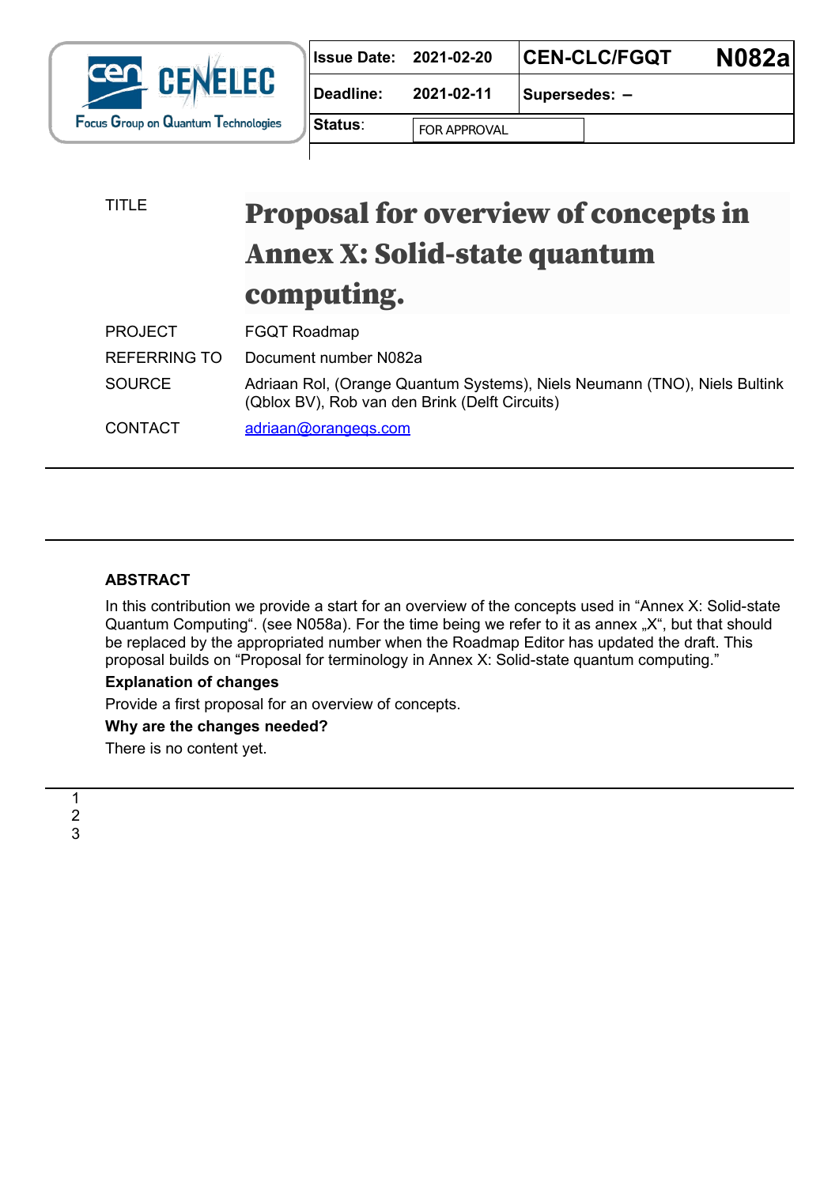| Issue Date: | 2021-02-20 | CEN-CLC/FGQT | N082a |
| --- | --- | --- | --- |
| Deadline: | 2021-02-11 | Supersedes: – | |
| Status: | FOR APPROVAL | | |

CEN CENELEC Focus Group on Quantum Technologies

| | |
| --- | --- |
| TITLE | **Proposal for overview of concepts in Annex X: Solid-state quantum computing.** |
| PROJECT | FGQT Roadmap |
| REFERRING TO | Document number N082a |
| SOURCE | Adriaan Rol, (Orange Quantum Systems), Niels Neumann (TNO), Niels Bultink (Qblox BV), Rob van den Brink (Delft Circuits) |
| CONTACT | adriaan@orangeqs.com |

**ABSTRACT**

In this contribution we provide a start for an overview of the concepts used in "Annex X: Solid-state Quantum Computing". (see N058a). For the time being we refer to it as annex „X", but that should be replaced by the appropriated number when the Roadmap Editor has updated the draft. This proposal builds on "Proposal for terminology in Annex X: Solid-state quantum computing."

**Explanation of changes**

Provide a first proposal for an overview of concepts.

**Why are the changes needed?**

There is no content yet.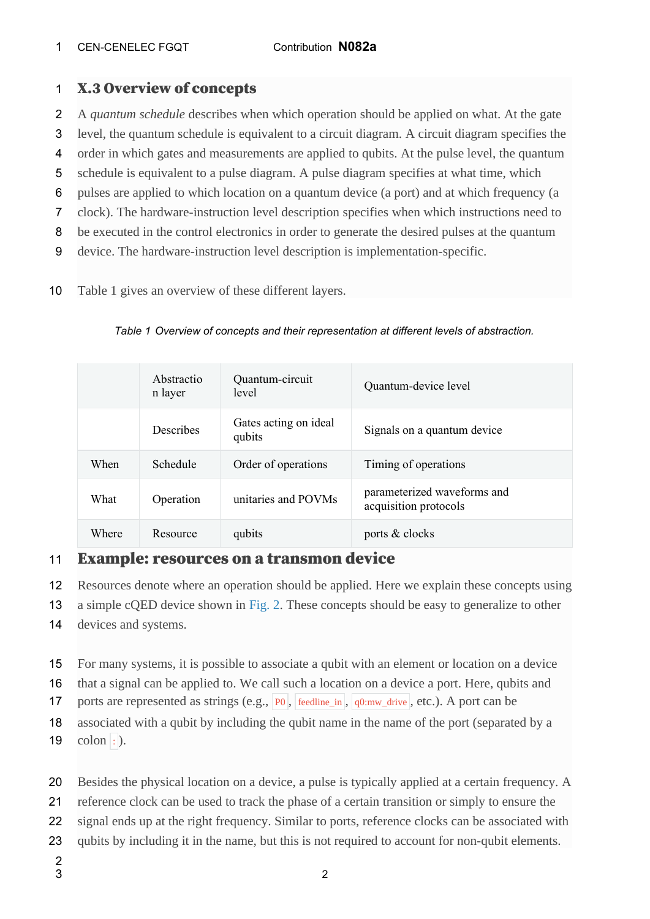## X.3 Overview of concepts

A *quantum schedule* describes when which operation should be applied on what. At the gate level, the quantum schedule is equivalent to a circuit diagram. A circuit diagram specifies the order in which gates and measurements are applied to qubits. At the pulse level, the quantum schedule is equivalent to a pulse diagram. A pulse diagram specifies at what time, which pulses are applied to which location on a quantum device (a port) and at which frequency (a clock). The hardware-instruction level description specifies when which instructions need to be executed in the control electronics in order to generate the desired pulses at the quantum device. The hardware-instruction level description is implementation-specific.

Table 1 gives an overview of these different layers.

*Table 1 Overview of concepts and their representation at different levels of abstraction.*

| | Abstraction layer | Quantum-circuit level | Quantum-device level |
|---|---|---|---|
| | Describes | Gates acting on ideal qubits | Signals on a quantum device |
| When | Schedule | Order of operations | Timing of operations |
| What | Operation | unitaries and POVMs | parameterized waveforms and acquisition protocols |
| Where | Resource | qubits | ports & clocks |

## Example: resources on a transmon device

Resources denote where an operation should be applied. Here we explain these concepts using a simple cQED device shown in Fig. 2. These concepts should be easy to generalize to other devices and systems.

For many systems, it is possible to associate a qubit with an element or location on a device that a signal can be applied to. We call such a location on a device a port. Here, qubits and ports are represented as strings (e.g., `P0`, `feedline_in`, `q0:mw_drive`, etc.). A port can be associated with a qubit by including the qubit name in the name of the port (separated by a colon `:`).

Besides the physical location on a device, a pulse is typically applied at a certain frequency. A reference clock can be used to track the phase of a certain transition or simply to ensure the signal ends up at the right frequency. Similar to ports, reference clocks can be associated with qubits by including it in the name, but this is not required to account for non-qubit elements.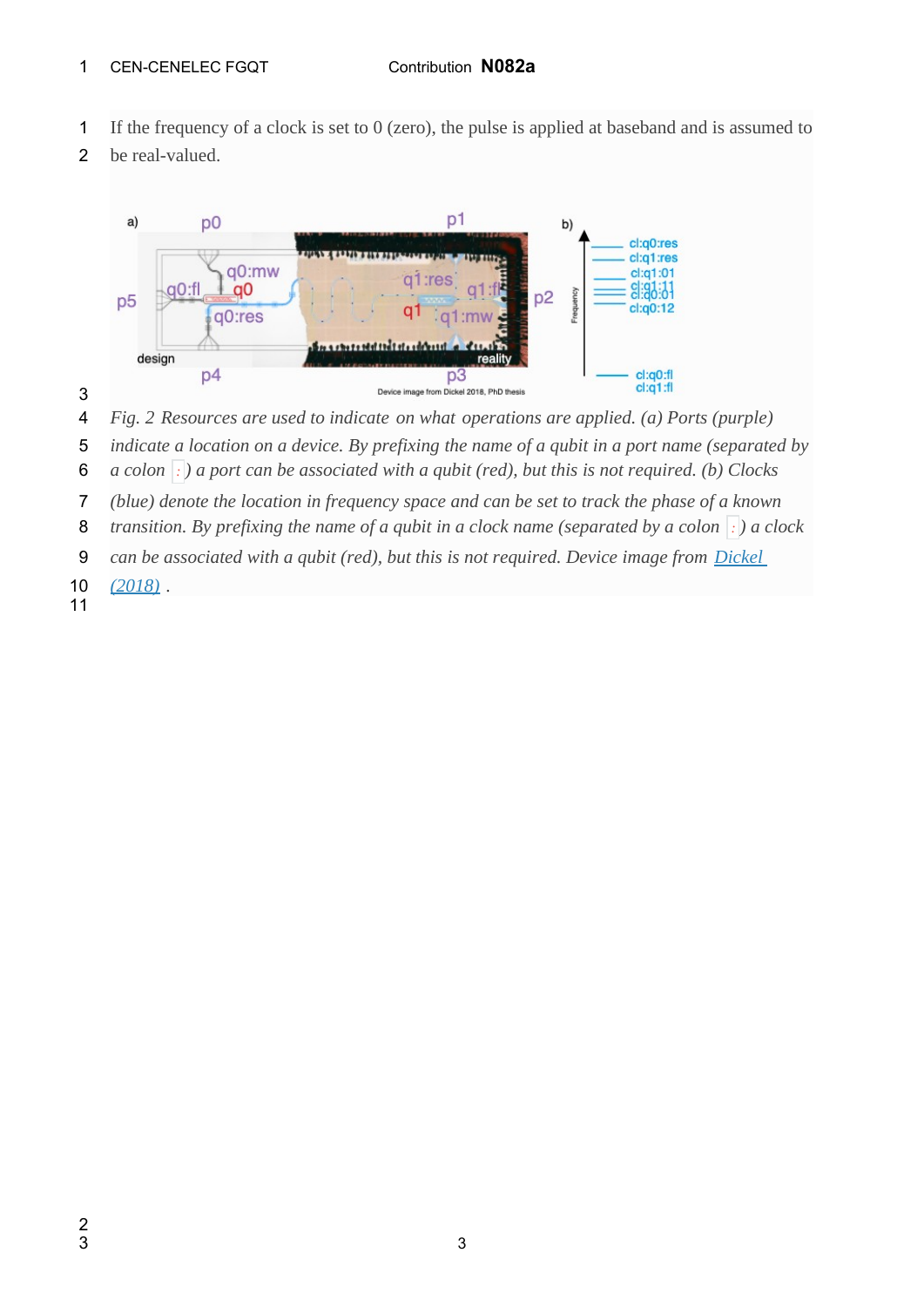If the frequency of a clock is set to 0 (zero), the pulse is applied at baseband and is assumed to be real-valued.

a) p0 p1 b)

p5 q0:fl q0:mw q0 q0:res q1:res q1:fl q1 q1:mw p2

design reality

p4 p3

Device image from Dickel 2018, PhD thesis

Frequency

cl:q0:res
cl:q1:res
cl:q1:01
cl:q1:11
cl:q0:01
cl:q0:12

cl:q0:fl
cl:q1:fl

*Fig. 2 Resources are used to indicate on what operations are applied. (a) Ports (purple) indicate a location on a device. By prefixing the name of a qubit in a port name (separated by a colon `:`) a port can be associated with a qubit (red), but this is not required. (b) Clocks (blue) denote the location in frequency space and can be set to track the phase of a known transition. By prefixing the name of a qubit in a clock name (separated by a colon `:`) a clock can be associated with a qubit (red), but this is not required. Device image from Dickel (2018) .*